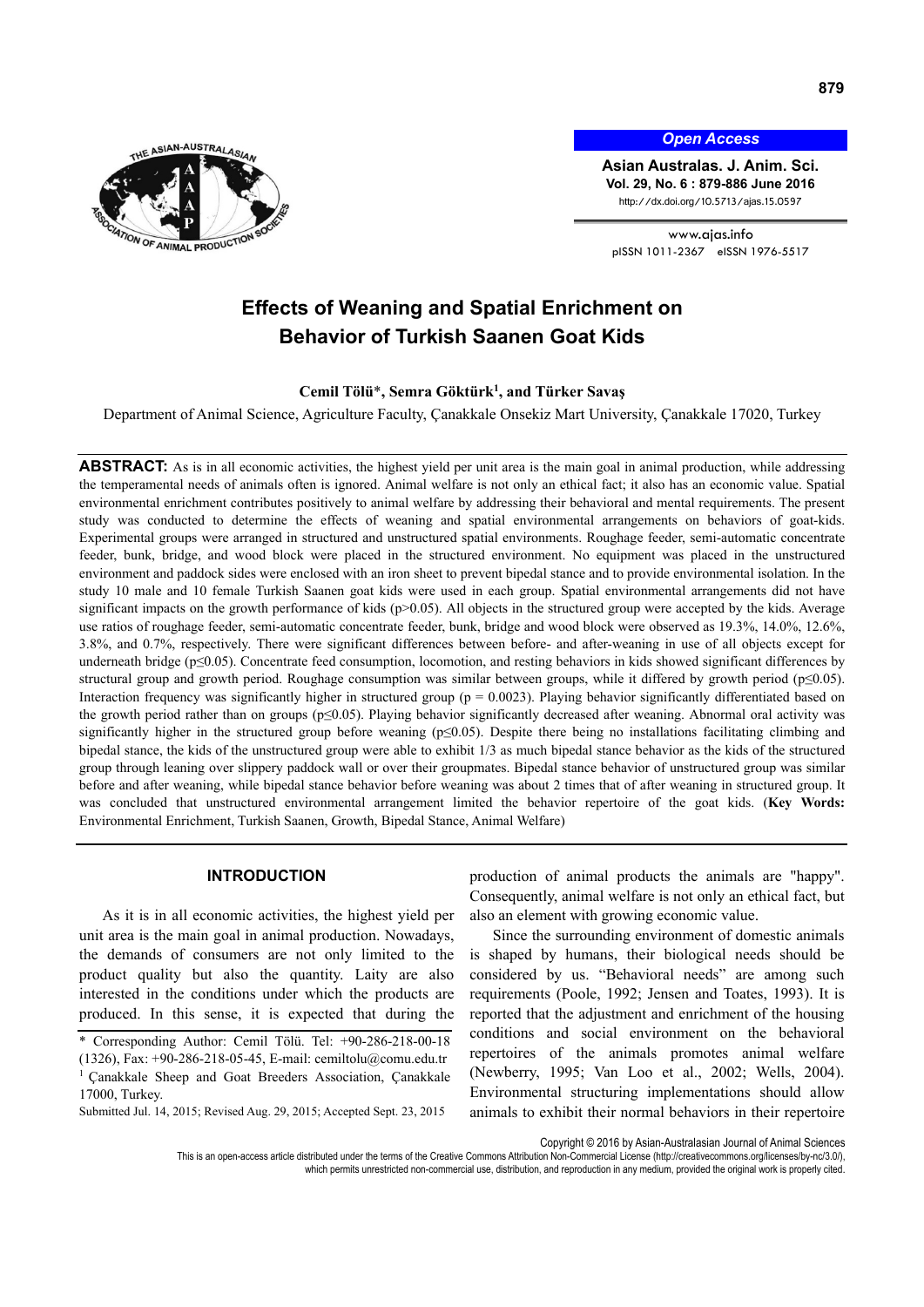Open Access

Asian Australas. J. Anim. Sci.
Vol. 29, No. 6 : 879-886 June 2016
http://dx.doi.org/10.5713/ajas.15.0597

www.ajas.info
pISSN 1011-2367 eISSN 1976-5517

# Effects of Weaning and Spatial Enrichment on Behavior of Turkish Saanen Goat Kids

**Cemil Tölü\*, Semra Göktürk[1], and Türker Savaş**

Department of Animal Science, Agriculture Faculty, Çanakkale Onsekiz Mart University, Çanakkale 17020, Turkey

**ABSTRACT:** As is in all economic activities, the highest yield per unit area is the main goal in animal production, while addressing the temperamental needs of animals often is ignored. Animal welfare is not only an ethical fact; it also has an economic value. Spatial environmental enrichment contributes positively to animal welfare by addressing their behavioral and mental requirements. The present study was conducted to determine the effects of weaning and spatial environmental arrangements on behaviors of goat-kids. Experimental groups were arranged in structured and unstructured spatial environments. Roughage feeder, semi-automatic concentrate feeder, bunk, bridge, and wood block were placed in the structured environment. No equipment was placed in the unstructured environment and paddock sides were enclosed with an iron sheet to prevent bipedal stance and to provide environmental isolation. In the study 10 male and 10 female Turkish Saanen goat kids were used in each group. Spatial environmental arrangements did not have significant impacts on the growth performance of kids ($p>0.05$). All objects in the structured group were accepted by the kids. Average use ratios of roughage feeder, semi-automatic concentrate feeder, bunk, bridge and wood block were observed as 19.3%, 14.0%, 12.6%, 3.8%, and 0.7%, respectively. There were significant differences between before- and after-weaning in use of all objects except for underneath bridge ($p\leq0.05$). Concentrate feed consumption, locomotion, and resting behaviors in kids showed significant differences by structural group and growth period. Roughage consumption was similar between groups, while it differed by growth period ($p\leq0.05$). Interaction frequency was significantly higher in structured group ($p = 0.0023$). Playing behavior significantly differentiated based on the growth period rather than on groups ($p\leq0.05$). Playing behavior significantly decreased after weaning. Abnormal oral activity was significantly higher in the structured group before weaning ($p\leq0.05$). Despite there being no installations facilitating climbing and bipedal stance, the kids of the unstructured group were able to exhibit 1/3 as much bipedal stance behavior as the kids of the structured group through leaning over slippery paddock wall or over their groupmates. Bipedal stance behavior of unstructured group was similar before and after weaning, while bipedal stance behavior before weaning was about 2 times that of after weaning in structured group. It was concluded that unstructured environmental arrangement limited the behavior repertoire of the goat kids. (**Key Words:** Environmental Enrichment, Turkish Saanen, Growth, Bipedal Stance, Animal Welfare)

## INTRODUCTION

As it is in all economic activities, the highest yield per unit area is the main goal in animal production. Nowadays, the demands of consumers are not only limited to the product quality but also the quantity. Laity are also interested in the conditions under which the products are produced. In this sense, it is expected that during the production of animal products the animals are "happy". Consequently, animal welfare is not only an ethical fact, but also an element with growing economic value.

Since the surrounding environment of domestic animals is shaped by humans, their biological needs should be considered by us. "Behavioral needs" are among such requirements (Poole, 1992; Jensen and Toates, 1993). It is reported that the adjustment and enrichment of the housing conditions and social environment on the behavioral repertoires of the animals promotes animal welfare (Newberry, 1995; Van Loo et al., 2002; Wells, 2004). Environmental structuring implementations should allow animals to exhibit their normal behaviors in their repertoire

\* Corresponding Author: Cemil Tölü. Tel: +90-286-218-00-18 (1326), Fax: +90-286-218-05-45, E-mail: cemiltolu@comu.edu.tr
[1] Çanakkale Sheep and Goat Breeders Association, Çanakkale 17000, Turkey.
Submitted Jul. 14, 2015; Revised Aug. 29, 2015; Accepted Sept. 23, 2015

Copyright © 2016 by Asian-Australasian Journal of Animal Sciences
This is an open-access article distributed under the terms of the Creative Commons Attribution Non-Commercial License (http://creativecommons.org/licenses/by-nc/3.0/), which permits unrestricted non-commercial use, distribution, and reproduction in any medium, provided the original work is properly cited.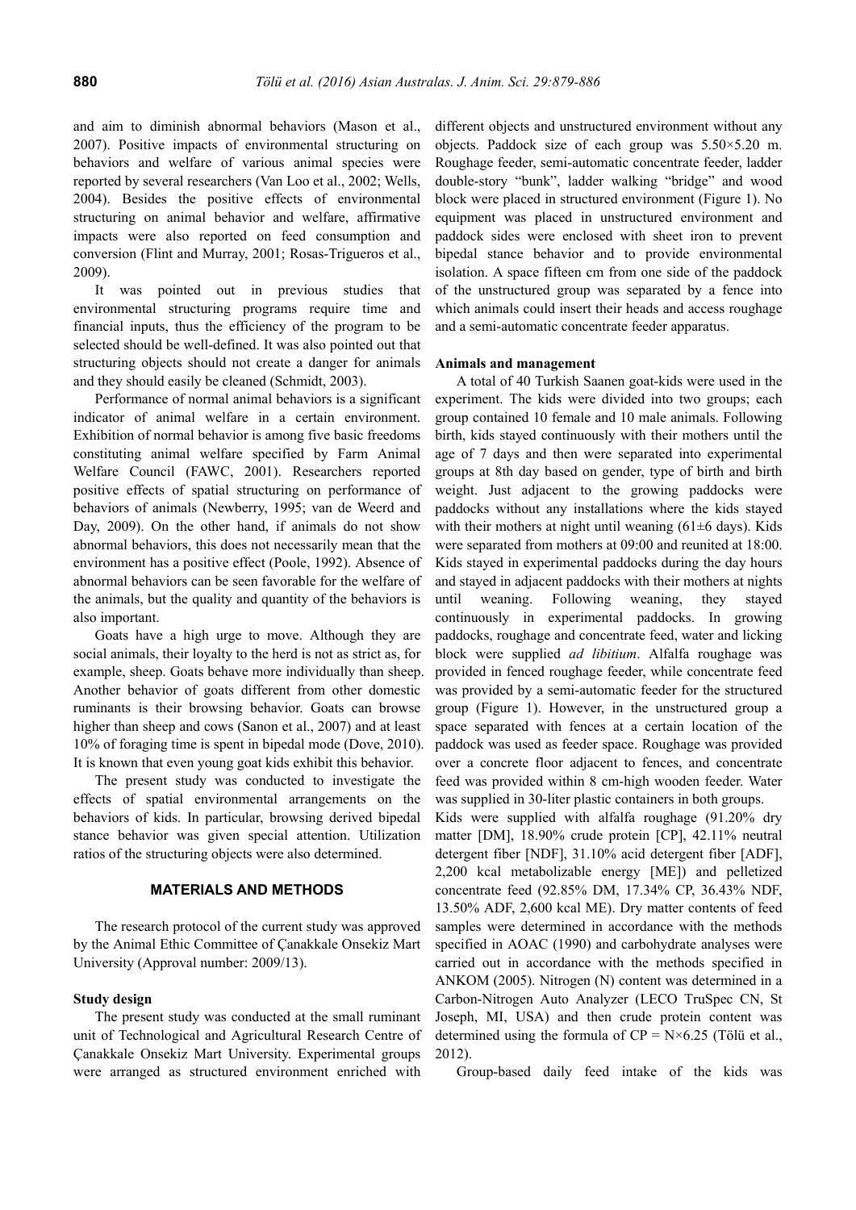and aim to diminish abnormal behaviors (Mason et al., 2007). Positive impacts of environmental structuring on behaviors and welfare of various animal species were reported by several researchers (Van Loo et al., 2002; Wells, 2004). Besides the positive effects of environmental structuring on animal behavior and welfare, affirmative impacts were also reported on feed consumption and conversion (Flint and Murray, 2001; Rosas-Trigueros et al., 2009).

It was pointed out in previous studies that environmental structuring programs require time and financial inputs, thus the efficiency of the program to be selected should be well-defined. It was also pointed out that structuring objects should not create a danger for animals and they should easily be cleaned (Schmidt, 2003).

Performance of normal animal behaviors is a significant indicator of animal welfare in a certain environment. Exhibition of normal behavior is among five basic freedoms constituting animal welfare specified by Farm Animal Welfare Council (FAWC, 2001). Researchers reported positive effects of spatial structuring on performance of behaviors of animals (Newberry, 1995; van de Weerd and Day, 2009). On the other hand, if animals do not show abnormal behaviors, this does not necessarily mean that the environment has a positive effect (Poole, 1992). Absence of abnormal behaviors can be seen favorable for the welfare of the animals, but the quality and quantity of the behaviors is also important.

Goats have a high urge to move. Although they are social animals, their loyalty to the herd is not as strict as, for example, sheep. Goats behave more individually than sheep. Another behavior of goats different from other domestic ruminants is their browsing behavior. Goats can browse higher than sheep and cows (Sanon et al., 2007) and at least 10% of foraging time is spent in bipedal mode (Dove, 2010). It is known that even young goat kids exhibit this behavior.

The present study was conducted to investigate the effects of spatial environmental arrangements on the behaviors of kids. In particular, browsing derived bipedal stance behavior was given special attention. Utilization ratios of the structuring objects were also determined.

## MATERIALS AND METHODS

The research protocol of the current study was approved by the Animal Ethic Committee of Çanakkale Onsekiz Mart University (Approval number: 2009/13).

### Study design

The present study was conducted at the small ruminant unit of Technological and Agricultural Research Centre of Çanakkale Onsekiz Mart University. Experimental groups were arranged as structured environment enriched with different objects and unstructured environment without any objects. Paddock size of each group was 5.50×5.20 m. Roughage feeder, semi-automatic concentrate feeder, ladder double-story "bunk", ladder walking "bridge" and wood block were placed in structured environment (Figure 1). No equipment was placed in unstructured environment and paddock sides were enclosed with sheet iron to prevent bipedal stance behavior and to provide environmental isolation. A space fifteen cm from one side of the paddock of the unstructured group was separated by a fence into which animals could insert their heads and access roughage and a semi-automatic concentrate feeder apparatus.

### Animals and management

A total of 40 Turkish Saanen goat-kids were used in the experiment. The kids were divided into two groups; each group contained 10 female and 10 male animals. Following birth, kids stayed continuously with their mothers until the age of 7 days and then were separated into experimental groups at 8th day based on gender, type of birth and birth weight. Just adjacent to the growing paddocks were paddocks without any installations where the kids stayed with their mothers at night until weaning (61±6 days). Kids were separated from mothers at 09:00 and reunited at 18:00. Kids stayed in experimental paddocks during the day hours and stayed in adjacent paddocks with their mothers at nights until weaning. Following weaning, they stayed continuously in experimental paddocks. In growing paddocks, roughage and concentrate feed, water and licking block were supplied *ad libitium*. Alfalfa roughage was provided in fenced roughage feeder, while concentrate feed was provided by a semi-automatic feeder for the structured group (Figure 1). However, in the unstructured group a space separated with fences at a certain location of the paddock was used as feeder space. Roughage was provided over a concrete floor adjacent to fences, and concentrate feed was provided within 8 cm-high wooden feeder. Water was supplied in 30-liter plastic containers in both groups.

Kids were supplied with alfalfa roughage (91.20% dry matter [DM], 18.90% crude protein [CP], 42.11% neutral detergent fiber [NDF], 31.10% acid detergent fiber [ADF], 2,200 kcal metabolizable energy [ME]) and pelletized concentrate feed (92.85% DM, 17.34% CP, 36.43% NDF, 13.50% ADF, 2,600 kcal ME). Dry matter contents of feed samples were determined in accordance with the methods specified in AOAC (1990) and carbohydrate analyses were carried out in accordance with the methods specified in ANKOM (2005). Nitrogen (N) content was determined in a Carbon-Nitrogen Auto Analyzer (LECO TruSpec CN, St Joseph, MI, USA) and then crude protein content was determined using the formula of $CP = N \times 6.25$ (Tölü et al., 2012).

Group-based daily feed intake of the kids was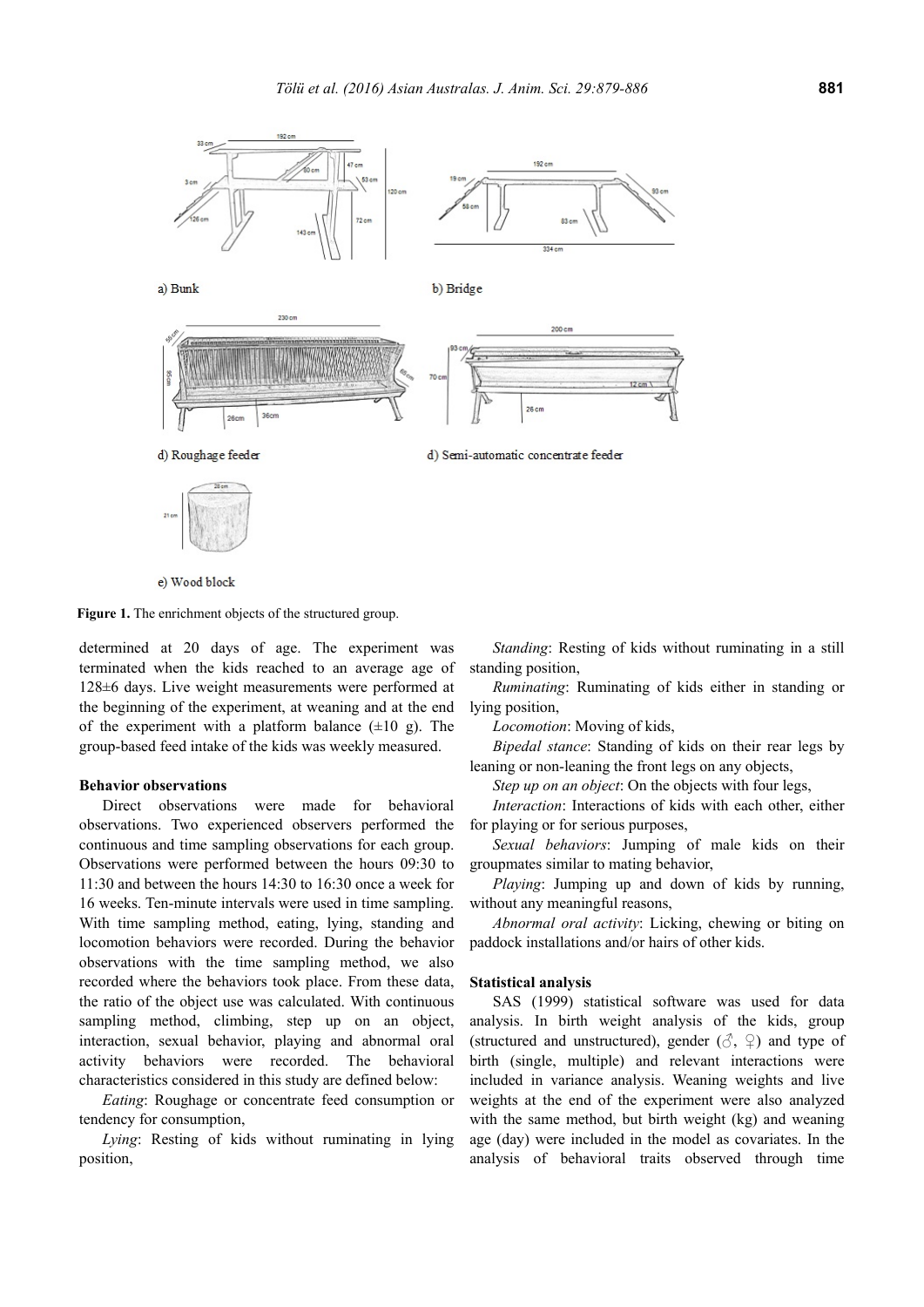a) Bunk

b) Bridge

d) Roughage feeder

d) Semi-automatic concentrate feeder

e) Wood block

**Figure 1.** The enrichment objects of the structured group.

determined at 20 days of age. The experiment was terminated when the kids reached to an average age of 128±6 days. Live weight measurements were performed at the beginning of the experiment, at weaning and at the end of the experiment with a platform balance (±10 g). The group-based feed intake of the kids was weekly measured.

**Behavior observations**

Direct observations were made for behavioral observations. Two experienced observers performed the continuous and time sampling observations for each group. Observations were performed between the hours 09:30 to 11:30 and between the hours 14:30 to 16:30 once a week for 16 weeks. Ten-minute intervals were used in time sampling. With time sampling method, eating, lying, standing and locomotion behaviors were recorded. During the behavior observations with the time sampling method, we also recorded where the behaviors took place. From these data, the ratio of the object use was calculated. With continuous sampling method, climbing, step up on an object, interaction, sexual behavior, playing and abnormal oral activity behaviors were recorded. The behavioral characteristics considered in this study are defined below:

*Eating*: Roughage or concentrate feed consumption or tendency for consumption,

*Lying*: Resting of kids without ruminating in lying position,

*Standing*: Resting of kids without ruminating in a still standing position,

*Ruminating*: Ruminating of kids either in standing or lying position,

*Locomotion*: Moving of kids,

*Bipedal stance*: Standing of kids on their rear legs by leaning or non-leaning the front legs on any objects,

*Step up on an object*: On the objects with four legs,

*Interaction*: Interactions of kids with each other, either for playing or for serious purposes,

*Sexual behaviors*: Jumping of male kids on their groupmates similar to mating behavior,

*Playing*: Jumping up and down of kids by running, without any meaningful reasons,

*Abnormal oral activity*: Licking, chewing or biting on paddock installations and/or hairs of other kids.

**Statistical analysis**

SAS (1999) statistical software was used for data analysis. In birth weight analysis of the kids, group (structured and unstructured), gender (♂, ♀) and type of birth (single, multiple) and relevant interactions were included in variance analysis. Weaning weights and live weights at the end of the experiment were also analyzed with the same method, but birth weight (kg) and weaning age (day) were included in the model as covariates. In the analysis of behavioral traits observed through time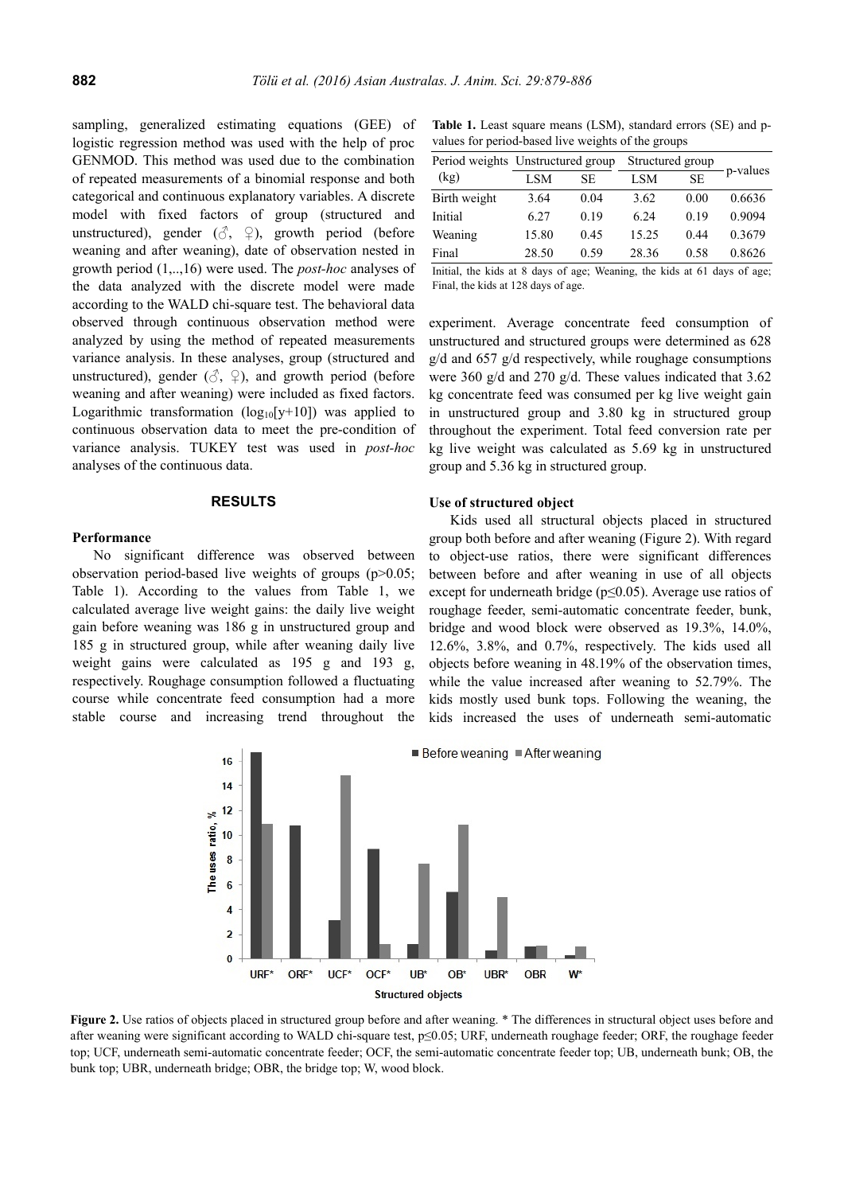sampling, generalized estimating equations (GEE) of logistic regression method was used with the help of proc GENMOD. This method was used due to the combination of repeated measurements of a binomial response and both categorical and continuous explanatory variables. A discrete model with fixed factors of group (structured and unstructured), gender (♂, ♀), growth period (before weaning and after weaning), date of observation nested in growth period (1,..,16) were used. The *post-hoc* analyses of the data analyzed with the discrete model were made according to the WALD chi-square test. The behavioral data observed through continuous observation method were analyzed by using the method of repeated measurements variance analysis. In these analyses, group (structured and unstructured), gender (♂, ♀), and growth period (before weaning and after weaning) were included as fixed factors. Logarithmic transformation ($\log_{10}[y+10]$) was applied to continuous observation data to meet the pre-condition of variance analysis. TUKEY test was used in *post-hoc* analyses of the continuous data.

## RESULTS

### Performance

No significant difference was observed between observation period-based live weights of groups ($p>0.05$; Table 1). According to the values from Table 1, we calculated average live weight gains: the daily live weight gain before weaning was 186 g in unstructured group and 185 g in structured group, while after weaning daily live weight gains were calculated as 195 g and 193 g, respectively. Roughage consumption followed a fluctuating course while concentrate feed consumption had a more stable course and increasing trend throughout the experiment. Average concentrate feed consumption of unstructured and structured groups were determined as 628 g/d and 657 g/d respectively, while roughage consumptions were 360 g/d and 270 g/d. These values indicated that 3.62 kg concentrate feed was consumed per kg live weight gain in unstructured group and 3.80 kg in structured group throughout the experiment. Total feed conversion rate per kg live weight was calculated as 5.69 kg in unstructured group and 5.36 kg in structured group.

**Table 1.** Least square means (LSM), standard errors (SE) and p-values for period-based live weights of the groups

| Period weights (kg) | Unstructured group | | Structured group | | p-values |
|---|---|---|---|---|---|
| | LSM | SE | LSM | SE | |
| Birth weight | 3.64 | 0.04 | 3.62 | 0.00 | 0.6636 |
| Initial | 6.27 | 0.19 | 6.24 | 0.19 | 0.9094 |
| Weaning | 15.80 | 0.45 | 15.25 | 0.44 | 0.3679 |
| Final | 28.50 | 0.59 | 28.36 | 0.58 | 0.8626 |

Initial, the kids at 8 days of age; Weaning, the kids at 61 days of age; Final, the kids at 128 days of age.

### Use of structured object

Kids used all structural objects placed in structured group both before and after weaning (Figure 2). With regard to object-use ratios, there were significant differences between before and after weaning in use of all objects except for underneath bridge ($p\leq0.05$). Average use ratios of roughage feeder, semi-automatic concentrate feeder, bunk, bridge and wood block were observed as 19.3%, 14.0%, 12.6%, 3.8%, and 0.7%, respectively. The kids used all objects before weaning in 48.19% of the observation times, while the value increased after weaning to 52.79%. The kids mostly used bunk tops. Following the weaning, the kids increased the uses of underneath semi-automatic

**Figure 2.** Use ratios of objects placed in structured group before and after weaning. * The differences in structural object uses before and after weaning were significant according to WALD chi-square test, $p\leq0.05$; URF, underneath roughage feeder; ORF, the roughage feeder top; UCF, underneath semi-automatic concentrate feeder; OCF, the semi-automatic concentrate feeder top; UB, underneath bunk; OB, the bunk top; UBR, underneath bridge; OBR, the bridge top; W, wood block.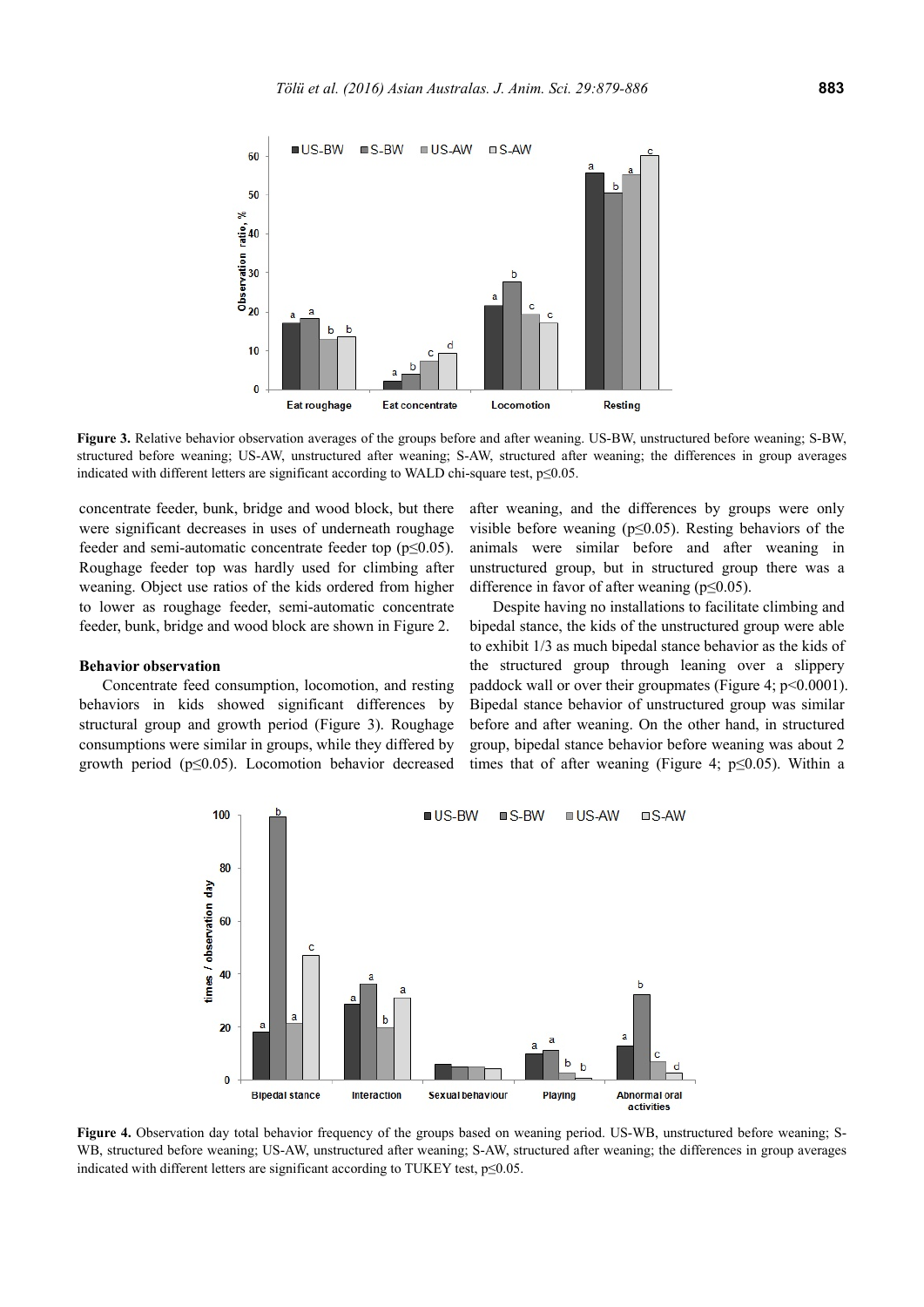Figure 3. Relative behavior observation averages of the groups before and after weaning. US-BW, unstructured before weaning; S-BW, structured before weaning; US-AW, unstructured after weaning; S-AW, structured after weaning; the differences in group averages indicated with different letters are significant according to WALD chi-square test, p≤0.05.

concentrate feeder, bunk, bridge and wood block, but there were significant decreases in uses of underneath roughage feeder and semi-automatic concentrate feeder top (p≤0.05). Roughage feeder top was hardly used for climbing after weaning. Object use ratios of the kids ordered from higher to lower as roughage feeder, semi-automatic concentrate feeder, bunk, bridge and wood block are shown in Figure 2.

### Behavior observation

Concentrate feed consumption, locomotion, and resting behaviors in kids showed significant differences by structural group and growth period (Figure 3). Roughage consumptions were similar in groups, while they differed by growth period (p≤0.05). Locomotion behavior decreased after weaning, and the differences by groups were only visible before weaning (p≤0.05). Resting behaviors of the animals were similar before and after weaning in unstructured group, but in structured group there was a difference in favor of after weaning (p≤0.05).

Despite having no installations to facilitate climbing and bipedal stance, the kids of the unstructured group were able to exhibit 1/3 as much bipedal stance behavior as the kids of the structured group through leaning over a slippery paddock wall or over their groupmates (Figure 4; p<0.0001). Bipedal stance behavior of unstructured group was similar before and after weaning. On the other hand, in structured group, bipedal stance behavior before weaning was about 2 times that of after weaning (Figure 4; p≤0.05). Within a

Figure 4. Observation day total behavior frequency of the groups based on weaning period. US-WB, unstructured before weaning; S-WB, structured before weaning; US-AW, unstructured after weaning; S-AW, structured after weaning; the differences in group averages indicated with different letters are significant according to TUKEY test, p≤0.05.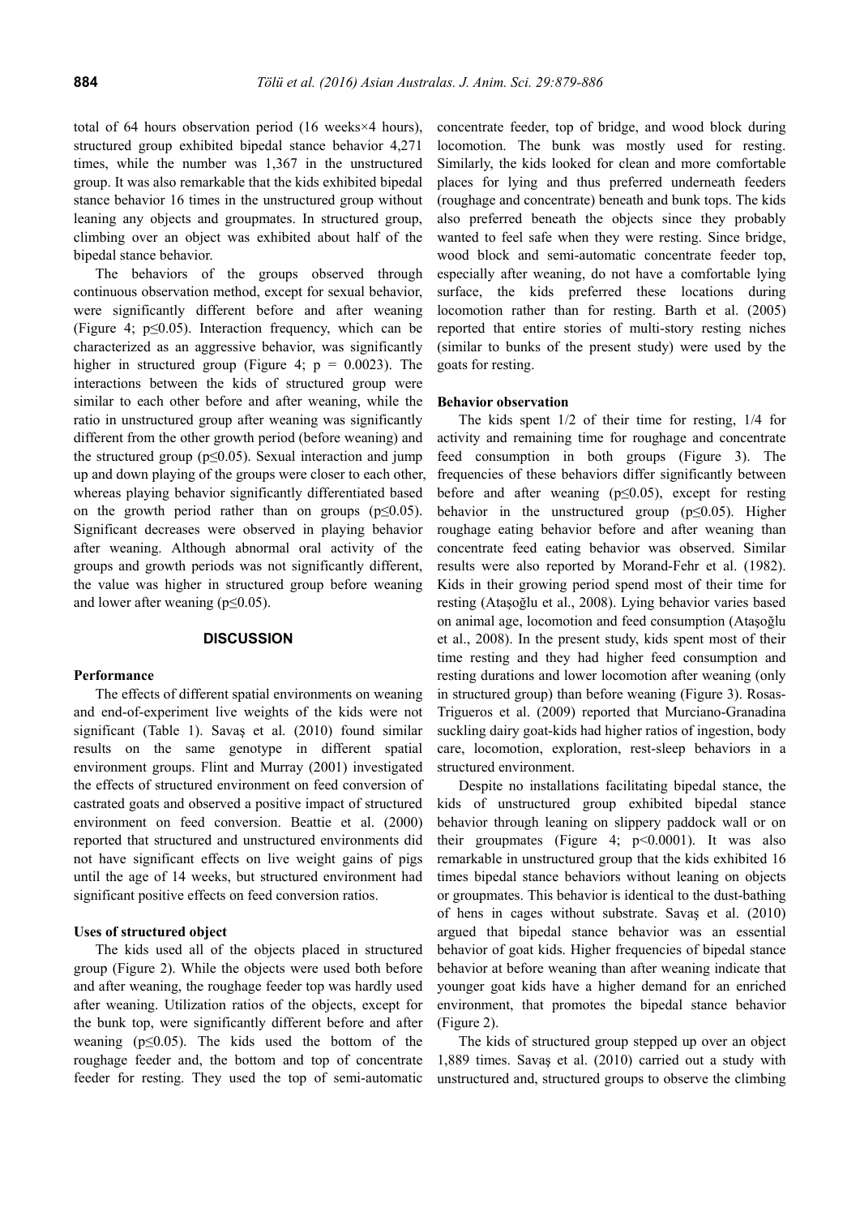total of 64 hours observation period (16 weeks×4 hours), structured group exhibited bipedal stance behavior 4,271 times, while the number was 1,367 in the unstructured group. It was also remarkable that the kids exhibited bipedal stance behavior 16 times in the unstructured group without leaning any objects and groupmates. In structured group, climbing over an object was exhibited about half of the bipedal stance behavior.

The behaviors of the groups observed through continuous observation method, except for sexual behavior, were significantly different before and after weaning (Figure 4; $p \leq 0.05$). Interaction frequency, which can be characterized as an aggressive behavior, was significantly higher in structured group (Figure 4; $p = 0.0023$). The interactions between the kids of structured group were similar to each other before and after weaning, while the ratio in unstructured group after weaning was significantly different from the other growth period (before weaning) and the structured group ($p \leq 0.05$). Sexual interaction and jump up and down playing of the groups were closer to each other, whereas playing behavior significantly differentiated based on the growth period rather than on groups ($p \leq 0.05$). Significant decreases were observed in playing behavior after weaning. Although abnormal oral activity of the groups and growth periods was not significantly different, the value was higher in structured group before weaning and lower after weaning ($p \leq 0.05$).

## DISCUSSION

### Performance

The effects of different spatial environments on weaning and end-of-experiment live weights of the kids were not significant (Table 1). Savaş et al. (2010) found similar results on the same genotype in different spatial environment groups. Flint and Murray (2001) investigated the effects of structured environment on feed conversion of castrated goats and observed a positive impact of structured environment on feed conversion. Beattie et al. (2000) reported that structured and unstructured environments did not have significant effects on live weight gains of pigs until the age of 14 weeks, but structured environment had significant positive effects on feed conversion ratios.

### Uses of structured object

The kids used all of the objects placed in structured group (Figure 2). While the objects were used both before and after weaning, the roughage feeder top was hardly used after weaning. Utilization ratios of the objects, except for the bunk top, were significantly different before and after weaning ($p \leq 0.05$). The kids used the bottom of the roughage feeder and, the bottom and top of concentrate feeder for resting. They used the top of semi-automatic concentrate feeder, top of bridge, and wood block during locomotion. The bunk was mostly used for resting. Similarly, the kids looked for clean and more comfortable places for lying and thus preferred underneath feeders (roughage and concentrate) beneath and bunk tops. The kids also preferred beneath the objects since they probably wanted to feel safe when they were resting. Since bridge, wood block and semi-automatic concentrate feeder top, especially after weaning, do not have a comfortable lying surface, the kids preferred these locations during locomotion rather than for resting. Barth et al. (2005) reported that entire stories of multi-story resting niches (similar to bunks of the present study) were used by the goats for resting.

### Behavior observation

The kids spent 1/2 of their time for resting, 1/4 for activity and remaining time for roughage and concentrate feed consumption in both groups (Figure 3). The frequencies of these behaviors differ significantly between before and after weaning ($p \leq 0.05$), except for resting behavior in the unstructured group ($p \leq 0.05$). Higher roughage eating behavior before and after weaning than concentrate feed eating behavior was observed. Similar results were also reported by Morand-Fehr et al. (1982). Kids in their growing period spend most of their time for resting (Ataşoğlu et al., 2008). Lying behavior varies based on animal age, locomotion and feed consumption (Ataşoğlu et al., 2008). In the present study, kids spent most of their time resting and they had higher feed consumption and resting durations and lower locomotion after weaning (only in structured group) than before weaning (Figure 3). Rosas-Trigueros et al. (2009) reported that Murciano-Granadina suckling dairy goat-kids had higher ratios of ingestion, body care, locomotion, exploration, rest-sleep behaviors in a structured environment.

Despite no installations facilitating bipedal stance, the kids of unstructured group exhibited bipedal stance behavior through leaning on slippery paddock wall or on their groupmates (Figure 4; $p < 0.0001$). It was also remarkable in unstructured group that the kids exhibited 16 times bipedal stance behaviors without leaning on objects or groupmates. This behavior is identical to the dust-bathing of hens in cages without substrate. Savaş et al. (2010) argued that bipedal stance behavior was an essential behavior of goat kids. Higher frequencies of bipedal stance behavior at before weaning than after weaning indicate that younger goat kids have a higher demand for an enriched environment, that promotes the bipedal stance behavior (Figure 2).

The kids of structured group stepped up over an object 1,889 times. Savaş et al. (2010) carried out a study with unstructured and, structured groups to observe the climbing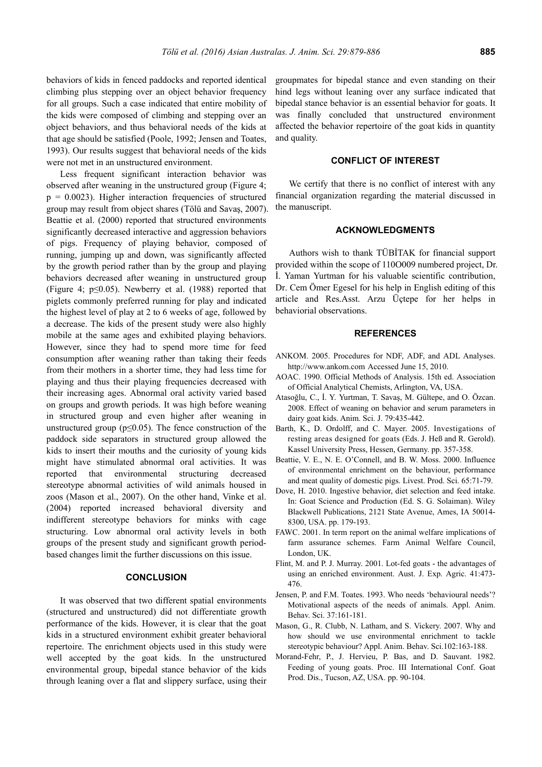behaviors of kids in fenced paddocks and reported identical climbing plus stepping over an object behavior frequency for all groups. Such a case indicated that entire mobility of the kids were composed of climbing and stepping over an object behaviors, and thus behavioral needs of the kids at that age should be satisfied (Poole, 1992; Jensen and Toates, 1993). Our results suggest that behavioral needs of the kids were not met in an unstructured environment.

Less frequent significant interaction behavior was observed after weaning in the unstructured group (Figure 4; $p = 0.0023$). Higher interaction frequencies of structured group may result from object shares (Tölü and Savaş, 2007). Beattie et al. (2000) reported that structured environments significantly decreased interactive and aggression behaviors of pigs. Frequency of playing behavior, composed of running, jumping up and down, was significantly affected by the growth period rather than by the group and playing behaviors decreased after weaning in unstructured group (Figure 4; $p \leq 0.05$). Newberry et al. (1988) reported that piglets commonly preferred running for play and indicated the highest level of play at 2 to 6 weeks of age, followed by a decrease. The kids of the present study were also highly mobile at the same ages and exhibited playing behaviors. However, since they had to spend more time for feed consumption after weaning rather than taking their feeds from their mothers in a shorter time, they had less time for playing and thus their playing frequencies decreased with their increasing ages. Abnormal oral activity varied based on groups and growth periods. It was high before weaning in structured group and even higher after weaning in unstructured group ($p \leq 0.05$). The fence construction of the paddock side separators in structured group allowed the kids to insert their mouths and the curiosity of young kids might have stimulated abnormal oral activities. It was reported that environmental structuring decreased stereotype abnormal activities of wild animals housed in zoos (Mason et al., 2007). On the other hand, Vinke et al. (2004) reported increased behavioral diversity and indifferent stereotype behaviors for minks with cage structuring. Low abnormal oral activity levels in both groups of the present study and significant growth period-based changes limit the further discussions on this issue.

## CONCLUSION

It was observed that two different spatial environments (structured and unstructured) did not differentiate growth performance of the kids. However, it is clear that the goat kids in a structured environment exhibit greater behavioral repertoire. The enrichment objects used in this study were well accepted by the goat kids. In the unstructured environmental group, bipedal stance behavior of the kids through leaning over a flat and slippery surface, using their groupmates for bipedal stance and even standing on their hind legs without leaning over any surface indicated that bipedal stance behavior is an essential behavior for goats. It was finally concluded that unstructured environment affected the behavior repertoire of the goat kids in quantity and quality.

## CONFLICT OF INTEREST

We certify that there is no conflict of interest with any financial organization regarding the material discussed in the manuscript.

## ACKNOWLEDGMENTS

Authors wish to thank TÜBİTAK for financial support provided within the scope of 110O009 numbered project, Dr. İ. Yaman Yurtman for his valuable scientific contribution, Dr. Cem Ömer Egesel for his help in English editing of this article and Res.Asst. Arzu Üçtepe for her helps in behaviorial observations.

## REFERENCES

ANKOM. 2005. Procedures for NDF, ADF, and ADL Analyses. http://www.ankom.com Accessed June 15, 2010.

AOAC. 1990. Official Methods of Analysis. 15th ed. Association of Official Analytical Chemists, Arlington, VA, USA.

Atasoğlu, C., İ. Y. Yurtman, T. Savaş, M. Gültepe, and O. Özcan. 2008. Effect of weaning on behavior and serum parameters in dairy goat kids. Anim. Sci. J. 79:435-442.

Barth, K., D. Ordolff, and C. Mayer. 2005. Investigations of resting areas designed for goats (Eds. J. Heß and R. Gerold). Kassel University Press, Hessen, Germany. pp. 357-358.

Beattie, V. E., N. E. O'Connell, and B. W. Moss. 2000. Influence of environmental enrichment on the behaviour, performance and meat quality of domestic pigs. Livest. Prod. Sci. 65:71-79.

Dove, H. 2010. Ingestive behavior, diet selection and feed intake. In: Goat Science and Production (Ed. S. G. Solaiman). Wiley Blackwell Publications, 2121 State Avenue, Ames, IA 50014-8300, USA. pp. 179-193.

FAWC. 2001. In term report on the animal welfare implications of farm assurance schemes. Farm Animal Welfare Council, London, UK.

Flint, M. and P. J. Murray. 2001. Lot-fed goats - the advantages of using an enriched environment. Aust. J. Exp. Agric. 41:473-476.

Jensen, P. and F.M. Toates. 1993. Who needs 'behavioural needs'? Motivational aspects of the needs of animals. Appl. Anim. Behav. Sci. 37:161-181.

Mason, G., R. Clubb, N. Latham, and S. Vickery. 2007. Why and how should we use environmental enrichment to tackle stereotypic behaviour? Appl. Anim. Behav. Sci.102:163-188.

Morand-Fehr, P., J. Hervieu, P. Bas, and D. Sauvant. 1982. Feeding of young goats. Proc. III International Conf. Goat Prod. Dis., Tucson, AZ, USA. pp. 90-104.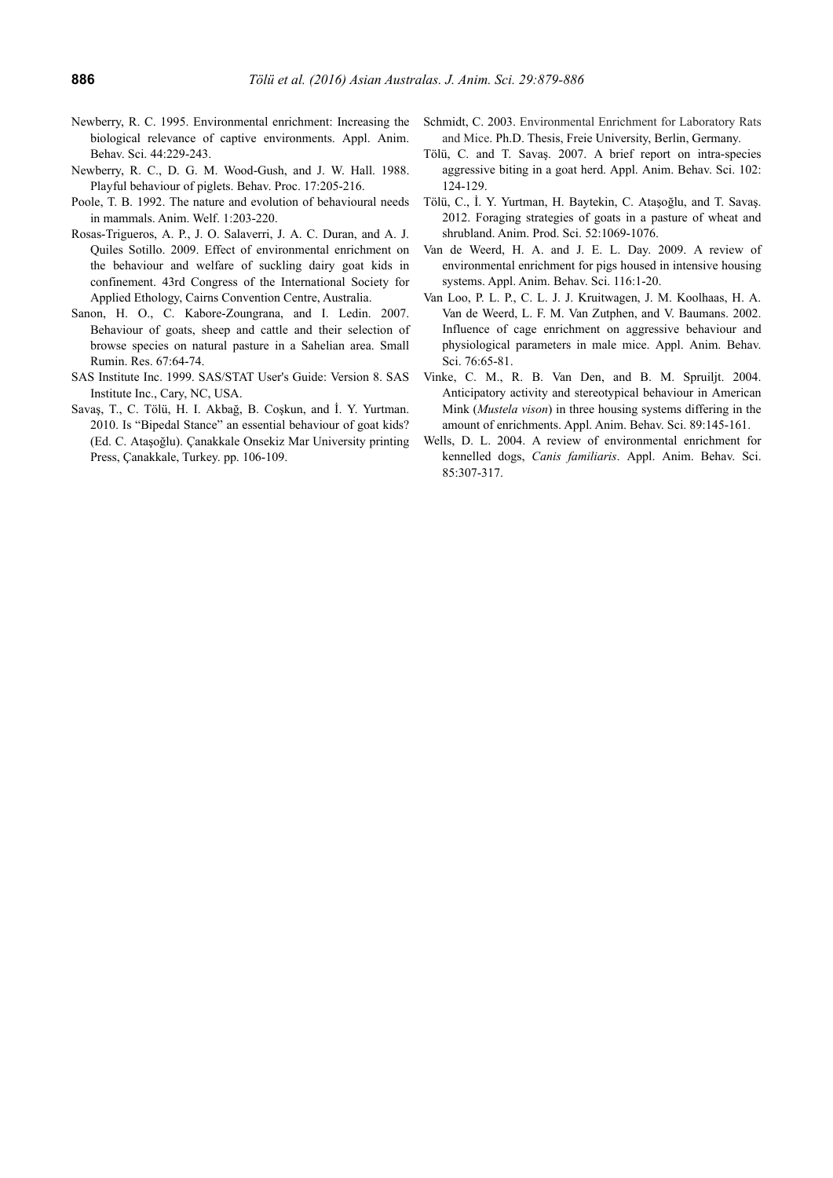Newberry, R. C. 1995. Environmental enrichment: Increasing the biological relevance of captive environments. Appl. Anim. Behav. Sci. 44:229-243.

Newberry, R. C., D. G. M. Wood-Gush, and J. W. Hall. 1988. Playful behaviour of piglets. Behav. Proc. 17:205-216.

Poole, T. B. 1992. The nature and evolution of behavioural needs in mammals. Anim. Welf. 1:203-220.

Rosas-Trigueros, A. P., J. O. Salaverri, J. A. C. Duran, and A. J. Quiles Sotillo. 2009. Effect of environmental enrichment on the behaviour and welfare of suckling dairy goat kids in confinement. 43rd Congress of the International Society for Applied Ethology, Cairns Convention Centre, Australia.

Sanon, H. O., C. Kabore-Zoungrana, and I. Ledin. 2007. Behaviour of goats, sheep and cattle and their selection of browse species on natural pasture in a Sahelian area. Small Rumin. Res. 67:64-74.

SAS Institute Inc. 1999. SAS/STAT User's Guide: Version 8. SAS Institute Inc., Cary, NC, USA.

Savaş, T., C. Tölü, H. I. Akbağ, B. Coşkun, and İ. Y. Yurtman. 2010. Is "Bipedal Stance" an essential behaviour of goat kids? (Ed. C. Ataşoğlu). Çanakkale Onsekiz Mar University printing Press, Çanakkale, Turkey. pp. 106-109.

Schmidt, C. 2003. Environmental Enrichment for Laboratory Rats and Mice. Ph.D. Thesis, Freie University, Berlin, Germany.

Tölü, C. and T. Savaş. 2007. A brief report on intra-species aggressive biting in a goat herd. Appl. Anim. Behav. Sci. 102: 124-129.

Tölü, C., İ. Y. Yurtman, H. Baytekin, C. Ataşoğlu, and T. Savaş. 2012. Foraging strategies of goats in a pasture of wheat and shrubland. Anim. Prod. Sci. 52:1069-1076.

Van de Weerd, H. A. and J. E. L. Day. 2009. A review of environmental enrichment for pigs housed in intensive housing systems. Appl. Anim. Behav. Sci. 116:1-20.

Van Loo, P. L. P., C. L. J. J. Kruitwagen, J. M. Koolhaas, H. A. Van de Weerd, L. F. M. Van Zutphen, and V. Baumans. 2002. Influence of cage enrichment on aggressive behaviour and physiological parameters in male mice. Appl. Anim. Behav. Sci. 76:65-81.

Vinke, C. M., R. B. Van Den, and B. M. Spruiljt. 2004. Anticipatory activity and stereotypical behaviour in American Mink (*Mustela vison*) in three housing systems differing in the amount of enrichments. Appl. Anim. Behav. Sci. 89:145-161.

Wells, D. L. 2004. A review of environmental enrichment for kennelled dogs, *Canis familiaris*. Appl. Anim. Behav. Sci. 85:307-317.